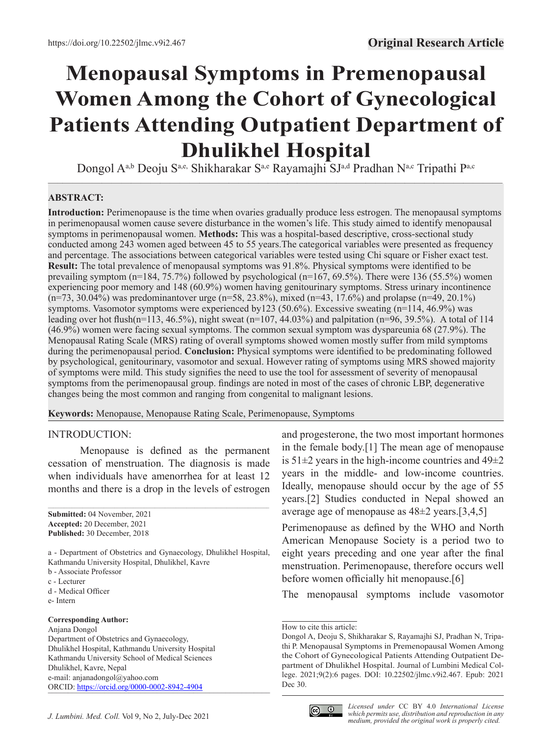https://doi.org/10.22502/jlmc.v9i2.467

**Original Research Article**

# Menopausal Symptoms in Premenopausal Women Among the Cohort of Gynecological Patients Attending Outpatient Department of Dhulikhel Hospital

Dongol A[a,b] Deoju S[a,e,] Shikharakar S[a,e] Rayamajhi SJ[a,d] Pradhan N[a,c] Tripathi P[a,c]

## ABSTRACT:

**Introduction:** Perimenopause is the time when ovaries gradually produce less estrogen. The menopausal symptoms in perimenopausal women cause severe disturbance in the women's life. This study aimed to identify menopausal symptoms in perimenopausal women. **Methods:** This was a hospital-based descriptive, cross-sectional study conducted among 243 women aged between 45 to 55 years.The categorical variables were presented as frequency and percentage. The associations between categorical variables were tested using Chi square or Fisher exact test. **Result:** The total prevalence of menopausal symptoms was 91.8%. Physical symptoms were identified to be prevailing symptom (n=184, 75.7%) followed by psychological (n=167, 69.5%). There were 136 (55.5%) women experiencing poor memory and 148 (60.9%) women having genitourinary symptoms. Stress urinary incontinence (n=73, 30.04%) was predominantover urge (n=58, 23.8%), mixed (n=43, 17.6%) and prolapse (n=49, 20.1%) symptoms. Vasomotor symptoms were experienced by123 (50.6%). Excessive sweating (n=114, 46.9%) was leading over hot flush(n=113, 46.5%), night sweat (n=107, 44.03%) and palpitation (n=96, 39.5%). A total of 114 (46.9%) women were facing sexual symptoms. The common sexual symptom was dyspareunia 68 (27.9%). The Menopausal Rating Scale (MRS) rating of overall symptoms showed women mostly suffer from mild symptoms during the perimenopausal period. **Conclusion:** Physical symptoms were identified to be predominating followed by psychological, genitourinary, vasomotor and sexual. However rating of symptoms using MRS showed majority of symptoms were mild. This study signifies the need to use the tool for assessment of severity of menopausal symptoms from the perimenopausal group. findings are noted in most of the cases of chronic LBP, degenerative changes being the most common and ranging from congenital to malignant lesions.

**Keywords:** Menopause, Menopause Rating Scale, Perimenopause, Symptoms

## INTRODUCTION:

Menopause is defined as the permanent cessation of menstruation. The diagnosis is made when individuals have amenorrhea for at least 12 months and there is a drop in the levels of estrogen and progesterone, the two most important hormones in the female body.[1] The mean age of menopause is 51±2 years in the high-income countries and 49±2 years in the middle- and low-income countries. Ideally, menopause should occur by the age of 55 years.[2] Studies conducted in Nepal showed an average age of menopause as 48±2 years.[3,4,5]

Perimenopause as defined by the WHO and North American Menopause Society is a period two to eight years preceding and one year after the final menstruation. Perimenopause, therefore occurs well before women officially hit menopause.[6]

The menopausal symptoms include vasomotor

**Submitted:** 04 November, 2021
**Accepted:** 20 December, 2021
**Published:** 30 December, 2018

a - Department of Obstetrics and Gynaecology, Dhulikhel Hospital, Kathmandu University Hospital, Dhulikhel, Kavre
b - Associate Professor
c - Lecturer
d - Medical Officer
e- Intern

**Corresponding Author:**
Anjana Dongol
Department of Obstetrics and Gynaecology,
Dhulikhel Hospital, Kathmandu University Hospital
Kathmandu University School of Medical Sciences
Dhulikhel, Kavre, Nepal
e-mail: anjanadongol@yahoo.com
ORCID: https://orcid.org/0000-0002-8942-4904

How to cite this article:
Dongol A, Deoju S, Shikharakar S, Rayamajhi SJ, Pradhan N, Tripathi P. Menopausal Symptoms in Premenopausal Women Among the Cohort of Gynecological Patients Attending Outpatient Department of Dhulikhel Hospital. Journal of Lumbini Medical College. 2021;9(2):6 pages. DOI: 10.22502/jlmc.v9i2.467. Epub: 2021 Dec 30.

*Licensed under* CC BY 4.0 *International License which permits use, distribution and reproduction in any medium, provided the original work is properly cited.*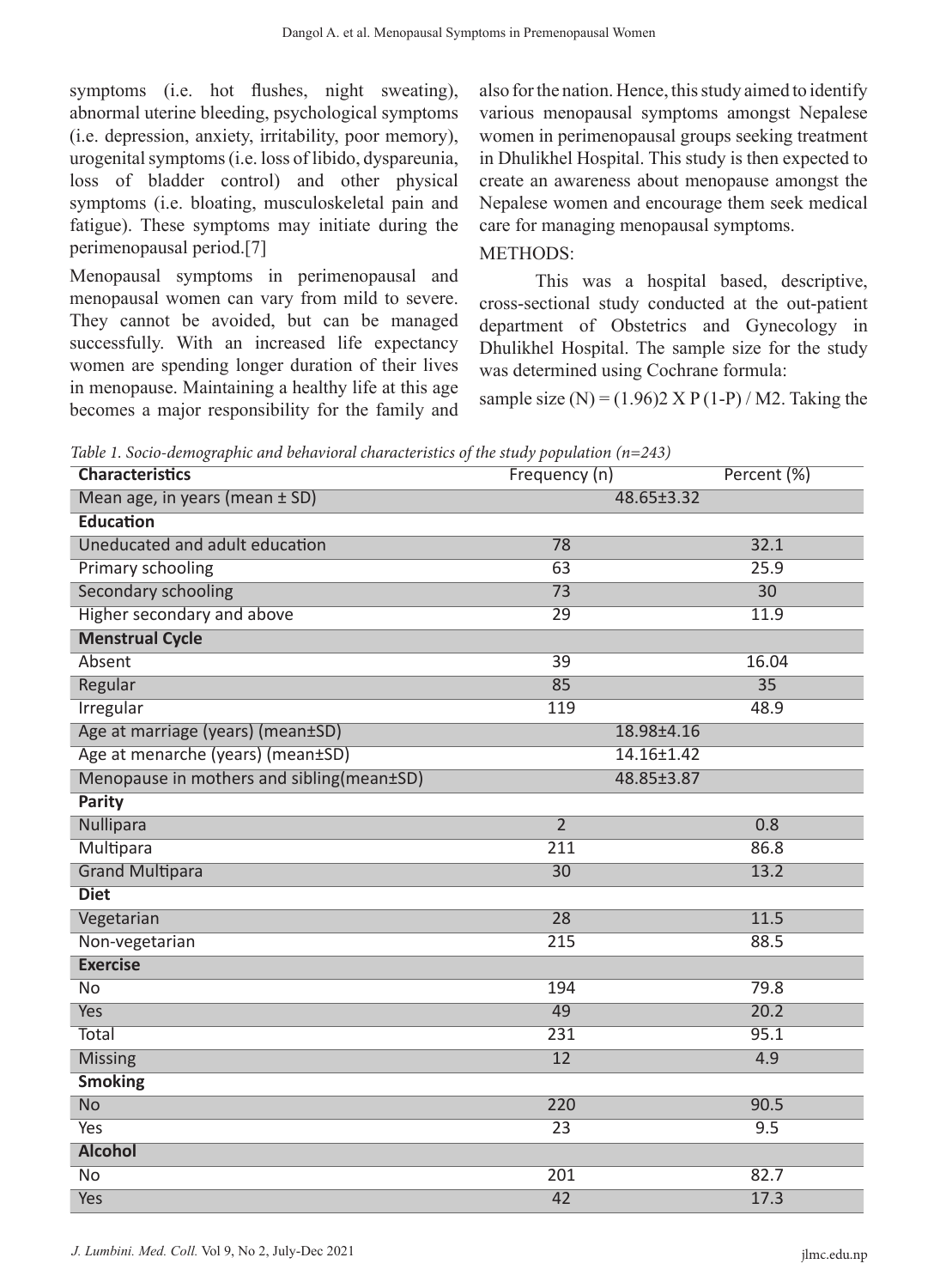symptoms (i.e. hot flushes, night sweating), abnormal uterine bleeding, psychological symptoms (i.e. depression, anxiety, irritability, poor memory), urogenital symptoms (i.e. loss of libido, dyspareunia, loss of bladder control) and other physical symptoms (i.e. bloating, musculoskeletal pain and fatigue). These symptoms may initiate during the perimenopausal period.[7]

Menopausal symptoms in perimenopausal and menopausal women can vary from mild to severe. They cannot be avoided, but can be managed successfully. With an increased life expectancy women are spending longer duration of their lives in menopause. Maintaining a healthy life at this age becomes a major responsibility for the family and also for the nation. Hence, this study aimed to identify various menopausal symptoms amongst Nepalese women in perimenopausal groups seeking treatment in Dhulikhel Hospital. This study is then expected to create an awareness about menopause amongst the Nepalese women and encourage them seek medical care for managing menopausal symptoms.

## METHODS:

This was a hospital based, descriptive, cross-sectional study conducted at the out-patient department of Obstetrics and Gynecology in Dhulikhel Hospital. The sample size for the study was determined using Cochrane formula:

sample size (N) = $(1.96)^2 \times P(1-P) / M^2$. Taking the

*Table 1. Socio-demographic and behavioral characteristics of the study population (n=243)*

| Characteristics | Frequency (n) | Percent (%) |
|---|---|---|
| Mean age, in years (mean ± SD) | 48.65±3.32 | |
| **Education** | | |
| Uneducated and adult education | 78 | 32.1 |
| Primary schooling | 63 | 25.9 |
| Secondary schooling | 73 | 30 |
| Higher secondary and above | 29 | 11.9 |
| **Menstrual Cycle** | | |
| Absent | 39 | 16.04 |
| Regular | 85 | 35 |
| Irregular | 119 | 48.9 |
| Age at marriage (years) (mean±SD) | 18.98±4.16 | |
| Age at menarche (years) (mean±SD) | 14.16±1.42 | |
| Menopause in mothers and sibling(mean±SD) | 48.85±3.87 | |
| **Parity** | | |
| Nullipara | 2 | 0.8 |
| Multipara | 211 | 86.8 |
| Grand Multipara | 30 | 13.2 |
| **Diet** | | |
| Vegetarian | 28 | 11.5 |
| Non-vegetarian | 215 | 88.5 |
| **Exercise** | | |
| No | 194 | 79.8 |
| Yes | 49 | 20.2 |
| Total | 231 | 95.1 |
| Missing | 12 | 4.9 |
| **Smoking** | | |
| No | 220 | 90.5 |
| Yes | 23 | 9.5 |
| **Alcohol** | | |
| No | 201 | 82.7 |
| Yes | 42 | 17.3 |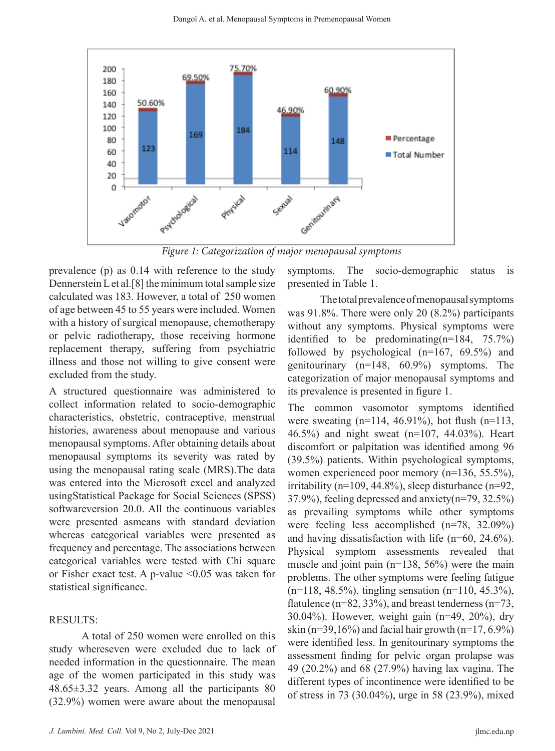Figure 1: Categorization of major menopausal symptoms

prevalence (p) as 0.14 with reference to the study Dennerstein L et al.[8] the minimum total sample size calculated was 183. However, a total of 250 women of age between 45 to 55 years were included. Women with a history of surgical menopause, chemotherapy or pelvic radiotherapy, those receiving hormone replacement therapy, suffering from psychiatric illness and those not willing to give consent were excluded from the study.

A structured questionnaire was administered to collect information related to socio-demographic characteristics, obstetric, contraceptive, menstrual histories, awareness about menopause and various menopausal symptoms. After obtaining details about menopausal symptoms its severity was rated by using the menopausal rating scale (MRS).The data was entered into the Microsoft excel and analyzed usingStatistical Package for Social Sciences (SPSS) softwareversion 20.0. All the continuous variables were presented asmeans with standard deviation whereas categorical variables were presented as frequency and percentage. The associations between categorical variables were tested with Chi square or Fisher exact test. A p-value <0.05 was taken for statistical significance.

## RESULTS:

A total of 250 women were enrolled on this study whereseven were excluded due to lack of needed information in the questionnaire. The mean age of the women participated in this study was 48.65±3.32 years. Among all the participants 80 (32.9%) women were aware about the menopausal symptoms. The socio-demographic status is presented in Table 1.

The total prevalence of menopausal symptoms was 91.8%. There were only 20 (8.2%) participants without any symptoms. Physical symptoms were identified to be predominating(n=184, 75.7%) followed by psychological (n=167, 69.5%) and genitourinary (n=148, 60.9%) symptoms. The categorization of major menopausal symptoms and its prevalence is presented in figure 1.

The common vasomotor symptoms identified were sweating (n=114, 46.91%), hot flush (n=113, 46.5%) and night sweat (n=107, 44.03%). Heart discomfort or palpitation was identified among 96 (39.5%) patients. Within psychological symptoms, women experienced poor memory (n=136, 55.5%), irritability (n=109, 44.8%), sleep disturbance (n=92, 37.9%), feeling depressed and anxiety(n=79, 32.5%) as prevailing symptoms while other symptoms were feeling less accomplished (n=78, 32.09%) and having dissatisfaction with life (n=60, 24.6%). Physical symptom assessments revealed that muscle and joint pain (n=138, 56%) were the main problems. The other symptoms were feeling fatigue (n=118, 48.5%), tingling sensation (n=110, 45.3%), flatulence (n=82, 33%), and breast tenderness (n=73, 30.04%). However, weight gain (n=49, 20%), dry skin (n=39,16%) and facial hair growth (n=17, 6.9%) were identified less. In genitourinary symptoms the assessment finding for pelvic organ prolapse was 49 (20.2%) and 68 (27.9%) having lax vagina. The different types of incontinence were identified to be of stress in 73 (30.04%), urge in 58 (23.9%), mixed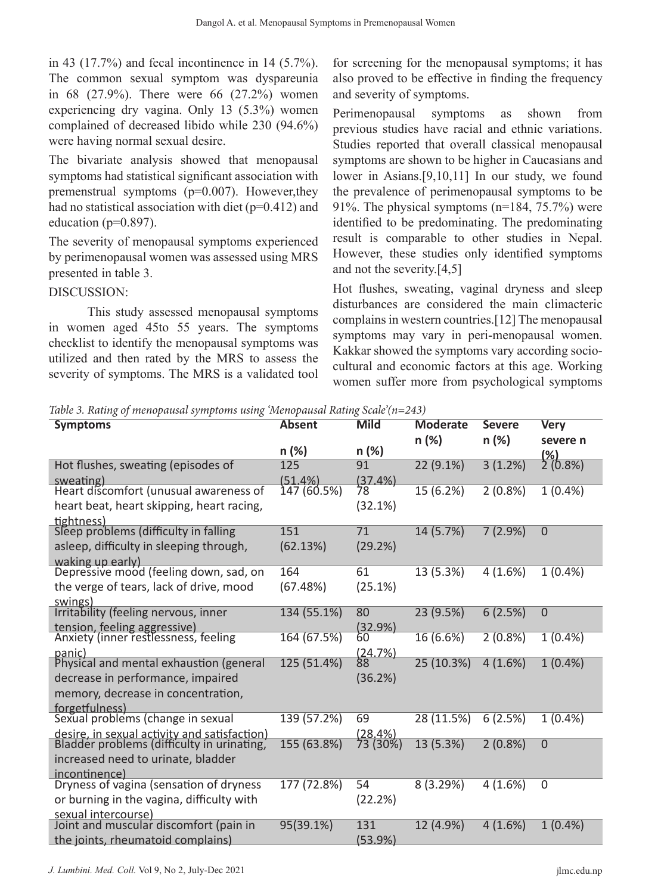in 43 (17.7%) and fecal incontinence in 14 (5.7%). The common sexual symptom was dyspareunia in 68 (27.9%). There were 66 (27.2%) women experiencing dry vagina. Only 13 (5.3%) women complained of decreased libido while 230 (94.6%) were having normal sexual desire.

The bivariate analysis showed that menopausal symptoms had statistical significant association with premenstrual symptoms (p=0.007). However,they had no statistical association with diet (p=0.412) and education (p=0.897).

The severity of menopausal symptoms experienced by perimenopausal women was assessed using MRS presented in table 3.

DISCUSSION:

This study assessed menopausal symptoms in women aged 45to 55 years. The symptoms checklist to identify the menopausal symptoms was utilized and then rated by the MRS to assess the severity of symptoms. The MRS is a validated tool for screening for the menopausal symptoms; it has also proved to be effective in finding the frequency and severity of symptoms.

Perimenopausal symptoms as shown from previous studies have racial and ethnic variations. Studies reported that overall classical menopausal symptoms are shown to be higher in Caucasians and lower in Asians.[9,10,11] In our study, we found the prevalence of perimenopausal symptoms to be 91%. The physical symptoms (n=184, 75.7%) were identified to be predominating. The predominating result is comparable to other studies in Nepal. However, these studies only identified symptoms and not the severity.[4,5]

Hot flushes, sweating, vaginal dryness and sleep disturbances are considered the main climacteric complains in western countries.[12] The menopausal symptoms may vary in peri-menopausal women. Kakkar showed the symptoms vary according socio-cultural and economic factors at this age. Working women suffer more from psychological symptoms

*Table 3. Rating of menopausal symptoms using 'Menopausal Rating Scale'(n=243)*

| Symptoms | Absent n (%) | Mild n (%) | Moderate n (%) | Severe n (%) | Very severe n (%) |
|---|---|---|---|---|---|
| Hot flushes, sweating (episodes of sweating) | 125 (51.4%) | 91 (37.4%) | 22 (9.1%) | 3 (1.2%) | 2 (0.8%) |
| Heart discomfort (unusual awareness of heart beat, heart skipping, heart racing, tightness) | 147 (60.5%) | 78 (32.1%) | 15 (6.2%) | 2 (0.8%) | 1 (0.4%) |
| Sleep problems (difficulty in falling asleep, difficulty in sleeping through, waking up early) | 151 (62.13%) | 71 (29.2%) | 14 (5.7%) | 7 (2.9%) | 0 |
| Depressive mood (feeling down, sad, on the verge of tears, lack of drive, mood swings) | 164 (67.48%) | 61 (25.1%) | 13 (5.3%) | 4 (1.6%) | 1 (0.4%) |
| Irritability (feeling nervous, inner tension, feeling aggressive) | 134 (55.1%) | 80 (32.9%) | 23 (9.5%) | 6 (2.5%) | 0 |
| Anxiety (inner restlessness, feeling panic) | 164 (67.5%) | 60 (24.7%) | 16 (6.6%) | 2 (0.8%) | 1 (0.4%) |
| Physical and mental exhaustion (general decrease in performance, impaired memory, decrease in concentration, forgetfulness) | 125 (51.4%) | 88 (36.2%) | 25 (10.3%) | 4 (1.6%) | 1 (0.4%) |
| Sexual problems (change in sexual desire, in sexual activity and satisfaction) | 139 (57.2%) | 69 (28.4%) | 28 (11.5%) | 6 (2.5%) | 1 (0.4%) |
| Bladder problems (difficulty in urinating, increased need to urinate, bladder incontinence) | 155 (63.8%) | 73 (30%) | 13 (5.3%) | 2 (0.8%) | 0 |
| Dryness of vagina (sensation of dryness or burning in the vagina, difficulty with sexual intercourse) | 177 (72.8%) | 54 (22.2%) | 8 (3.29%) | 4 (1.6%) | 0 |
| Joint and muscular discomfort (pain in the joints, rheumatoid complains) | 95(39.1%) | 131 (53.9%) | 12 (4.9%) | 4 (1.6%) | 1 (0.4%) |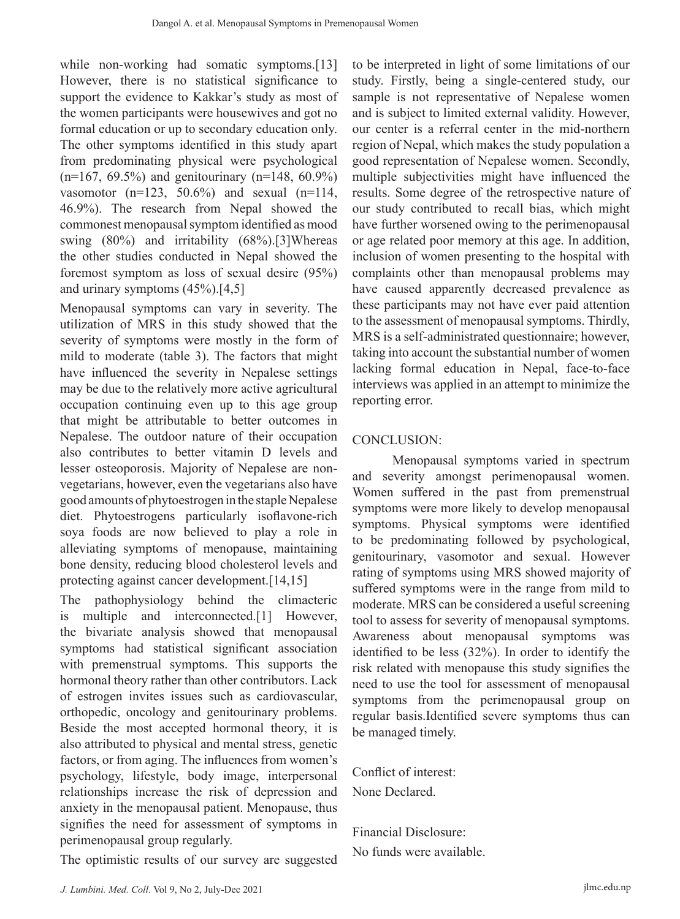while non-working had somatic symptoms.[13] However, there is no statistical significance to support the evidence to Kakkar's study as most of the women participants were housewives and got no formal education or up to secondary education only. The other symptoms identified in this study apart from predominating physical were psychological (n=167, 69.5%) and genitourinary (n=148, 60.9%) vasomotor (n=123, 50.6%) and sexual (n=114, 46.9%). The research from Nepal showed the commonest menopausal symptom identified as mood swing (80%) and irritability (68%).[3]Whereas the other studies conducted in Nepal showed the foremost symptom as loss of sexual desire (95%) and urinary symptoms (45%).[4,5]

Menopausal symptoms can vary in severity. The utilization of MRS in this study showed that the severity of symptoms were mostly in the form of mild to moderate (table 3). The factors that might have influenced the severity in Nepalese settings may be due to the relatively more active agricultural occupation continuing even up to this age group that might be attributable to better outcomes in Nepalese. The outdoor nature of their occupation also contributes to better vitamin D levels and lesser osteoporosis. Majority of Nepalese are non-vegetarians, however, even the vegetarians also have good amounts of phytoestrogen in the staple Nepalese diet. Phytoestrogens particularly isoflavone-rich soya foods are now believed to play a role in alleviating symptoms of menopause, maintaining bone density, reducing blood cholesterol levels and protecting against cancer development.[14,15]

The pathophysiology behind the climacteric is multiple and interconnected.[1] However, the bivariate analysis showed that menopausal symptoms had statistical significant association with premenstrual symptoms. This supports the hormonal theory rather than other contributors. Lack of estrogen invites issues such as cardiovascular, orthopedic, oncology and genitourinary problems. Beside the most accepted hormonal theory, it is also attributed to physical and mental stress, genetic factors, or from aging. The influences from women's psychology, lifestyle, body image, interpersonal relationships increase the risk of depression and anxiety in the menopausal patient. Menopause, thus signifies the need for assessment of symptoms in perimenopausal group regularly.

The optimistic results of our survey are suggested to be interpreted in light of some limitations of our study. Firstly, being a single-centered study, our sample is not representative of Nepalese women and is subject to limited external validity. However, our center is a referral center in the mid-northern region of Nepal, which makes the study population a good representation of Nepalese women. Secondly, multiple subjectivities might have influenced the results. Some degree of the retrospective nature of our study contributed to recall bias, which might have further worsened owing to the perimenopausal or age related poor memory at this age. In addition, inclusion of women presenting to the hospital with complaints other than menopausal problems may have caused apparently decreased prevalence as these participants may not have ever paid attention to the assessment of menopausal symptoms. Thirdly, MRS is a self-administrated questionnaire; however, taking into account the substantial number of women lacking formal education in Nepal, face-to-face interviews was applied in an attempt to minimize the reporting error.

## CONCLUSION:

Menopausal symptoms varied in spectrum and severity amongst perimenopausal women. Women suffered in the past from premenstrual symptoms were more likely to develop menopausal symptoms. Physical symptoms were identified to be predominating followed by psychological, genitourinary, vasomotor and sexual. However rating of symptoms using MRS showed majority of suffered symptoms were in the range from mild to moderate. MRS can be considered a useful screening tool to assess for severity of menopausal symptoms. Awareness about menopausal symptoms was identified to be less (32%). In order to identify the risk related with menopause this study signifies the need to use the tool for assessment of menopausal symptoms from the perimenopausal group on regular basis.Identified severe symptoms thus can be managed timely.

Conflict of interest:
None Declared.

Financial Disclosure:
No funds were available.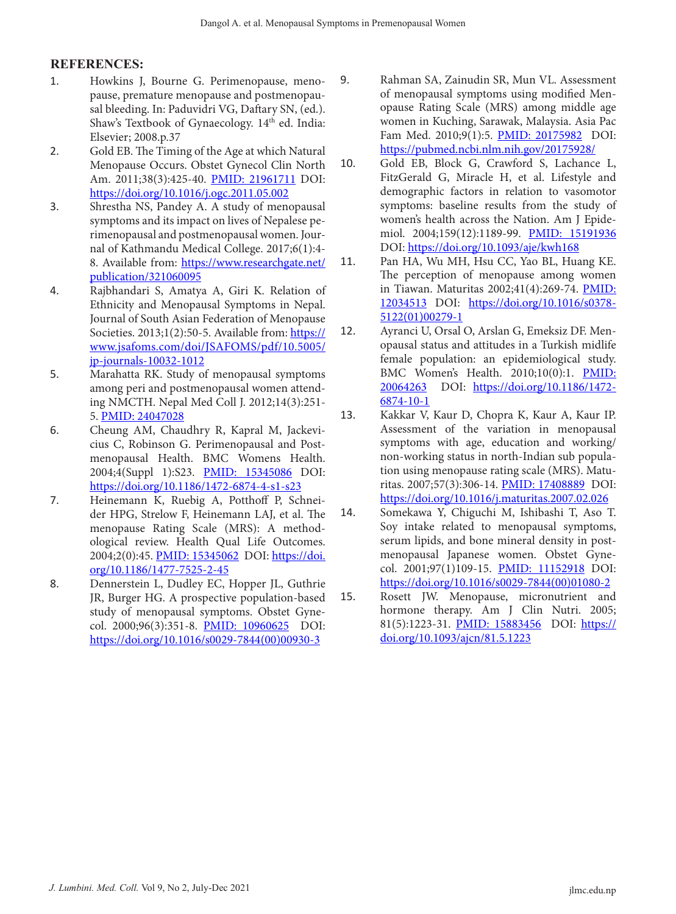## REFERENCES:

1. Howkins J, Bourne G. Perimenopause, menopause, premature menopause and postmenopausal bleeding. In: Paduvidri VG, Daftary SN, (ed.). Shaw's Textbook of Gynaecology. 14th ed. India: Elsevier; 2008.p.37
2. Gold EB. The Timing of the Age at which Natural Menopause Occurs. Obstet Gynecol Clin North Am. 2011;38(3):425-40. PMID: 21961711 DOI: https://doi.org/10.1016/j.ogc.2011.05.002
3. Shrestha NS, Pandey A. A study of menopausal symptoms and its impact on lives of Nepalese perimenopausal and postmenopausal women. Journal of Kathmandu Medical College. 2017;6(1):4-8. Available from: https://www.researchgate.net/publication/321060095
4. Rajbhandari S, Amatya A, Giri K. Relation of Ethnicity and Menopausal Symptoms in Nepal. Journal of South Asian Federation of Menopause Societies. 2013;1(2):50-5. Available from: https://www.jsafoms.com/doi/JSAFOMS/pdf/10.5005/jp-journals-10032-1012
5. Marahatta RK. Study of menopausal symptoms among peri and postmenopausal women attending NMCTH. Nepal Med Coll J. 2012;14(3):251-5. PMID: 24047028
6. Cheung AM, Chaudhry R, Kapral M, Jackevicius C, Robinson G. Perimenopausal and Postmenopausal Health. BMC Womens Health. 2004;4(Suppl 1):S23. PMID: 15345086 DOI: https://doi.org/10.1186/1472-6874-4-s1-s23
7. Heinemann K, Ruebig A, Potthoff P, Schneider HPG, Strelow F, Heinemann LAJ, et al. The menopause Rating Scale (MRS): A methodological review. Health Qual Life Outcomes. 2004;2(0):45. PMID: 15345062 DOI: https://doi.org/10.1186/1477-7525-2-45
8. Dennerstein L, Dudley EC, Hopper JL, Guthrie JR, Burger HG. A prospective population-based study of menopausal symptoms. Obstet Gynecol. 2000;96(3):351-8. PMID: 10960625 DOI: https://doi.org/10.1016/s0029-7844(00)00930-3
9. Rahman SA, Zainudin SR, Mun VL. Assessment of menopausal symptoms using modified Menopause Rating Scale (MRS) among middle age women in Kuching, Sarawak, Malaysia. Asia Pac Fam Med. 2010;9(1):5. PMID: 20175982 DOI: https://pubmed.ncbi.nlm.nih.gov/20175928/
10. Gold EB, Block G, Crawford S, Lachance L, FitzGerald G, Miracle H, et al. Lifestyle and demographic factors in relation to vasomotor symptoms: baseline results from the study of women's health across the Nation. Am J Epidemiol. 2004;159(12):1189-99. PMID: 15191936 DOI: https://doi.org/10.1093/aje/kwh168
11. Pan HA, Wu MH, Hsu CC, Yao BL, Huang KE. The perception of menopause among women in Tiawan. Maturitas 2002;41(4):269-74. PMID: 12034513 DOI: https://doi.org/10.1016/s0378-5122(01)00279-1
12. Ayranci U, Orsal O, Arslan G, Emeksiz DF. Menopausal status and attitudes in a Turkish midlife female population: an epidemiological study. BMC Women's Health. 2010;10(0):1. PMID: 20064263 DOI: https://doi.org/10.1186/1472-6874-10-1
13. Kakkar V, Kaur D, Chopra K, Kaur A, Kaur IP. Assessment of the variation in menopausal symptoms with age, education and working/non-working status in north-Indian sub population using menopause rating scale (MRS). Maturitas. 2007;57(3):306-14. PMID: 17408889 DOI: https://doi.org/10.1016/j.maturitas.2007.02.026
14. Somekawa Y, Chiguchi M, Ishibashi T, Aso T. Soy intake related to menopausal symptoms, serum lipids, and bone mineral density in postmenopausal Japanese women. Obstet Gynecol. 2001;97(1)109-15. PMID: 11152918 DOI: https://doi.org/10.1016/s0029-7844(00)01080-2
15. Rosett JW. Menopause, micronutrient and hormone therapy. Am J Clin Nutri. 2005; 81(5):1223-31. PMID: 15883456 DOI: https://doi.org/10.1093/ajcn/81.5.1223